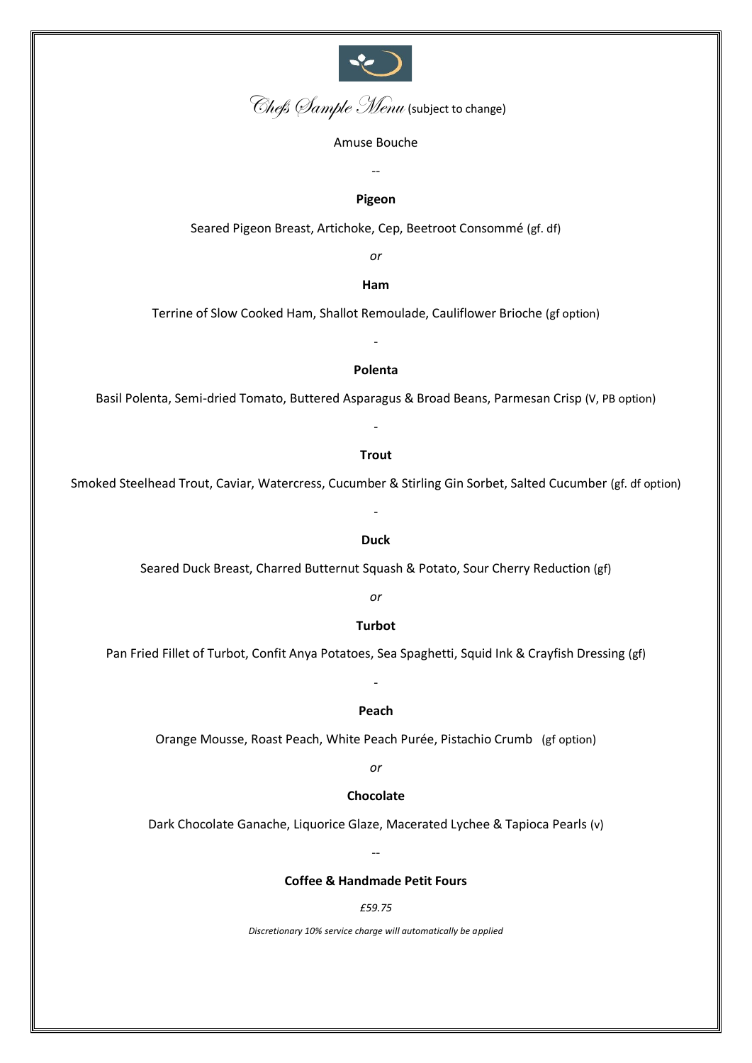# Chefs Sample Menu (subject to change)

Amuse Bouche

--

**Pigeon**

Seared Pigeon Breast, Artichoke, Cep, Beetroot Consommé (gf. df)

*or*

**Ham**

Terrine of Slow Cooked Ham, Shallot Remoulade, Cauliflower Brioche (gf option)

-

**Polenta**

Basil Polenta, Semi-dried Tomato, Buttered Asparagus & Broad Beans, Parmesan Crisp (V, PB option)

-

**Trout**

Smoked Steelhead Trout, Caviar, Watercress, Cucumber & Stirling Gin Sorbet, Salted Cucumber (gf. df option)

-

**Duck**

Seared Duck Breast, Charred Butternut Squash & Potato, Sour Cherry Reduction (gf)

*or*

**Turbot**

Pan Fried Fillet of Turbot, Confit Anya Potatoes, Sea Spaghetti, Squid Ink & Crayfish Dressing (gf)

-

**Peach**

Orange Mousse, Roast Peach, White Peach Purée, Pistachio Crumb (gf option)

*or*

**Chocolate**

Dark Chocolate Ganache, Liquorice Glaze, Macerated Lychee & Tapioca Pearls (v)

--

**Coffee & Handmade Petit Fours**

*£59.75*

*Discretionary 10% service charge will automatically be applied*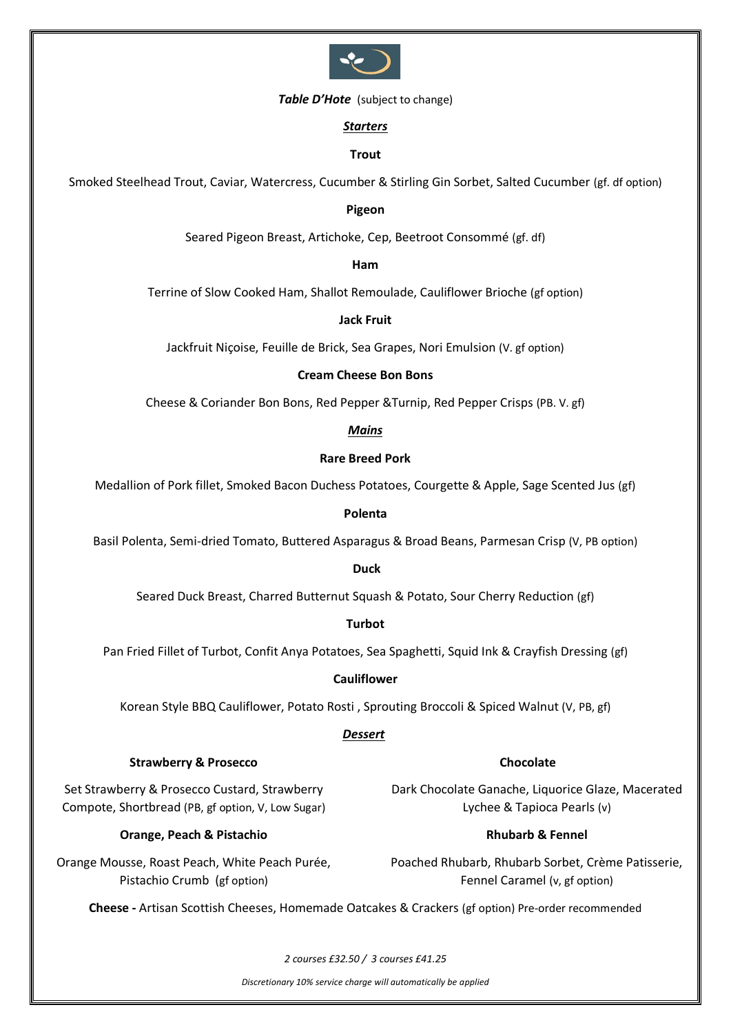***Table D'Hote*** (subject to change)

## ***Starters***

**Trout**

Smoked Steelhead Trout, Caviar, Watercress, Cucumber & Stirling Gin Sorbet, Salted Cucumber (gf. df option)

**Pigeon**

Seared Pigeon Breast, Artichoke, Cep, Beetroot Consommé (gf. df)

**Ham**

Terrine of Slow Cooked Ham, Shallot Remoulade, Cauliflower Brioche (gf option)

**Jack Fruit**

Jackfruit Niçoise, Feuille de Brick, Sea Grapes, Nori Emulsion (V. gf option)

**Cream Cheese Bon Bons**

Cheese & Coriander Bon Bons, Red Pepper &Turnip, Red Pepper Crisps (PB. V. gf)

## ***Mains***

**Rare Breed Pork**

Medallion of Pork fillet, Smoked Bacon Duchess Potatoes, Courgette & Apple, Sage Scented Jus (gf)

**Polenta**

Basil Polenta, Semi-dried Tomato, Buttered Asparagus & Broad Beans, Parmesan Crisp (V, PB option)

**Duck**

Seared Duck Breast, Charred Butternut Squash & Potato, Sour Cherry Reduction (gf)

**Turbot**

Pan Fried Fillet of Turbot, Confit Anya Potatoes, Sea Spaghetti, Squid Ink & Crayfish Dressing (gf)

**Cauliflower**

Korean Style BBQ Cauliflower, Potato Rosti , Sprouting Broccoli & Spiced Walnut (V, PB, gf)

## ***Dessert***

**Strawberry & Prosecco**

Set Strawberry & Prosecco Custard, Strawberry Compote, Shortbread (PB, gf option, V, Low Sugar)

**Chocolate**

Dark Chocolate Ganache, Liquorice Glaze, Macerated Lychee & Tapioca Pearls (v)

**Orange, Peach & Pistachio**

Orange Mousse, Roast Peach, White Peach Purée, Pistachio Crumb (gf option)

**Rhubarb & Fennel**

Poached Rhubarb, Rhubarb Sorbet, Crème Patisserie, Fennel Caramel (v, gf option)

**Cheese -** Artisan Scottish Cheeses, Homemade Oatcakes & Crackers (gf option) Pre-order recommended

*2 courses £32.50 / 3 courses £41.25*

*Discretionary 10% service charge will automatically be applied*